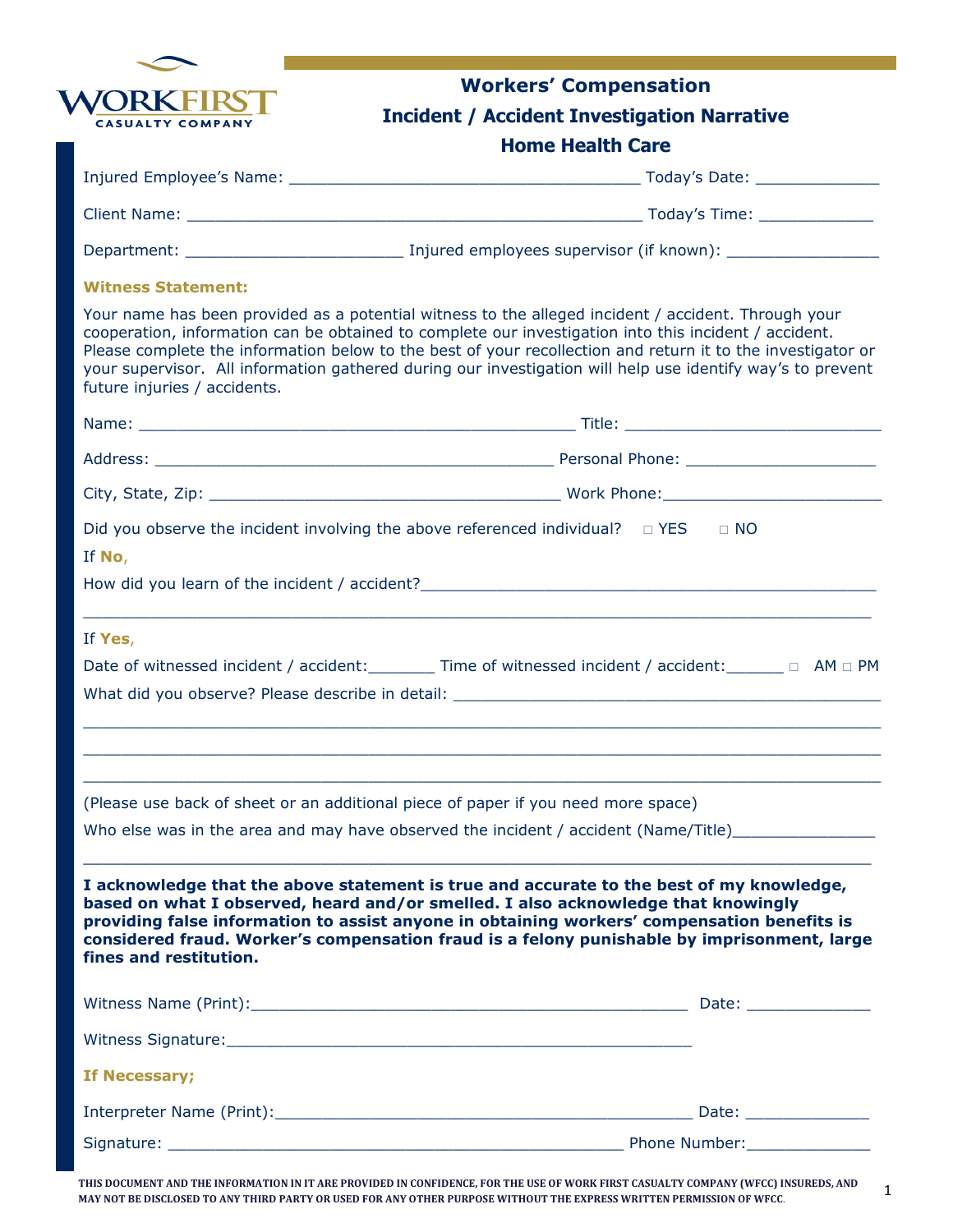WORKFIRST CASUALTY COMPANY

# Workers' Compensation
## Incident / Accident Investigation Narrative
## Home Health Care

Injured Employee's Name: ____________________________________ Today's Date: _____________

Client Name: _______________________________________________ Today's Time: ____________

Department: _______________________ Injured employees supervisor (if known): ________________

**Witness Statement:**

Your name has been provided as a potential witness to the alleged incident / accident. Through your cooperation, information can be obtained to complete our investigation into this incident / accident. Please complete the information below to the best of your recollection and return it to the investigator or your supervisor. All information gathered during our investigation will help use identify way's to prevent future injuries / accidents.

Name: _______________________________________________ Title: ___________________________

Address: ___________________________________________ Personal Phone: ____________________

City, State, Zip: _____________________________________ Work Phone:_______________________

Did you observe the incident involving the above referenced individual? □ YES □ NO

If **No**,

How did you learn of the incident / accident?_____________________________________________

___________________________________________________________________________________

If **Yes**,

Date of witnessed incident / accident:_______ Time of witnessed incident / accident:______ □ AM □ PM

What did you observe? Please describe in detail: _____________________________________________

___________________________________________________________________________________

___________________________________________________________________________________

___________________________________________________________________________________

(Please use back of sheet or an additional piece of paper if you need more space)

Who else was in the area and may have observed the incident / accident (Name/Title)_______________

___________________________________________________________________________________

**I acknowledge that the above statement is true and accurate to the best of my knowledge, based on what I observed, heard and/or smelled. I also acknowledge that knowingly providing false information to assist anyone in obtaining workers' compensation benefits is considered fraud. Worker's compensation fraud is a felony punishable by imprisonment, large fines and restitution.**

Witness Name (Print):_______________________________________________ Date: _____________

Witness Signature:__________________________________________________

**If Necessary;**

Interpreter Name (Print):____________________________________________ Date: _____________

Signature: _________________________________________________ Phone Number:_____________

THIS DOCUMENT AND THE INFORMATION IN IT ARE PROVIDED IN CONFIDENCE, FOR THE USE OF WORK FIRST CASUALTY COMPANY (WFCC) INSUREDS, AND MAY NOT BE DISCLOSED TO ANY THIRD PARTY OR USED FOR ANY OTHER PURPOSE WITHOUT THE EXPRESS WRITTEN PERMISSION OF WFCC.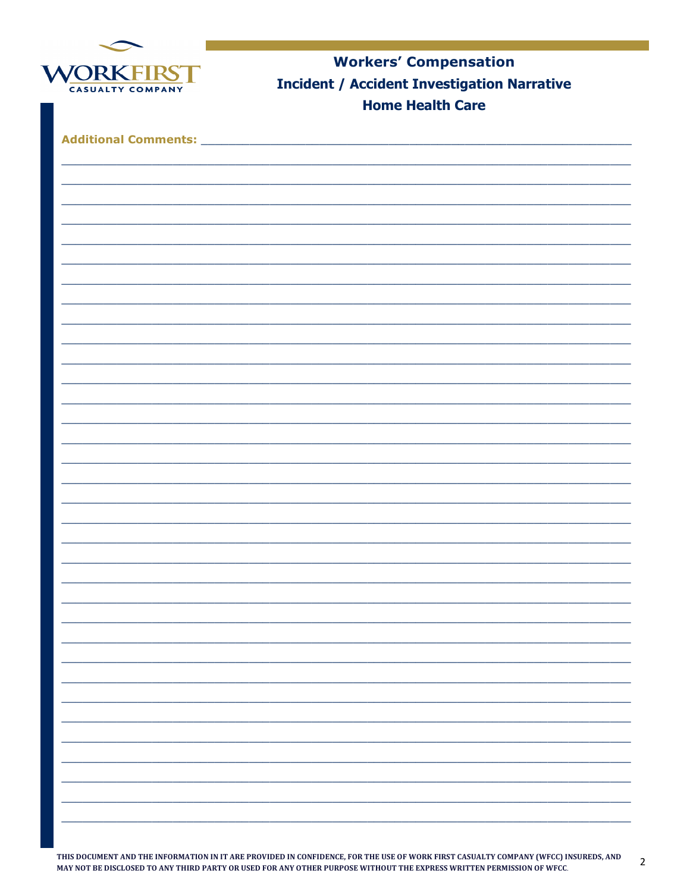WORKFIRST
CASUALTY COMPANY

# Workers' Compensation
## Incident / Accident Investigation Narrative
## Home Health Care

**Additional Comments:** ______________________________________________

______________________________________________________________________

______________________________________________________________________

______________________________________________________________________

______________________________________________________________________

______________________________________________________________________

______________________________________________________________________

______________________________________________________________________

______________________________________________________________________

______________________________________________________________________

______________________________________________________________________

______________________________________________________________________

______________________________________________________________________

______________________________________________________________________

______________________________________________________________________

______________________________________________________________________

______________________________________________________________________

______________________________________________________________________

______________________________________________________________________

______________________________________________________________________

______________________________________________________________________

______________________________________________________________________

______________________________________________________________________

______________________________________________________________________

______________________________________________________________________

______________________________________________________________________

______________________________________________________________________

______________________________________________________________________

______________________________________________________________________

______________________________________________________________________

______________________________________________________________________

______________________________________________________________________

______________________________________________________________________

______________________________________________________________________

**THIS DOCUMENT AND THE INFORMATION IN IT ARE PROVIDED IN CONFIDENCE, FOR THE USE OF WORK FIRST CASUALTY COMPANY (WFCC) INSUREDS, AND MAY NOT BE DISCLOSED TO ANY THIRD PARTY OR USED FOR ANY OTHER PURPOSE WITHOUT THE EXPRESS WRITTEN PERMISSION OF WFCC.**